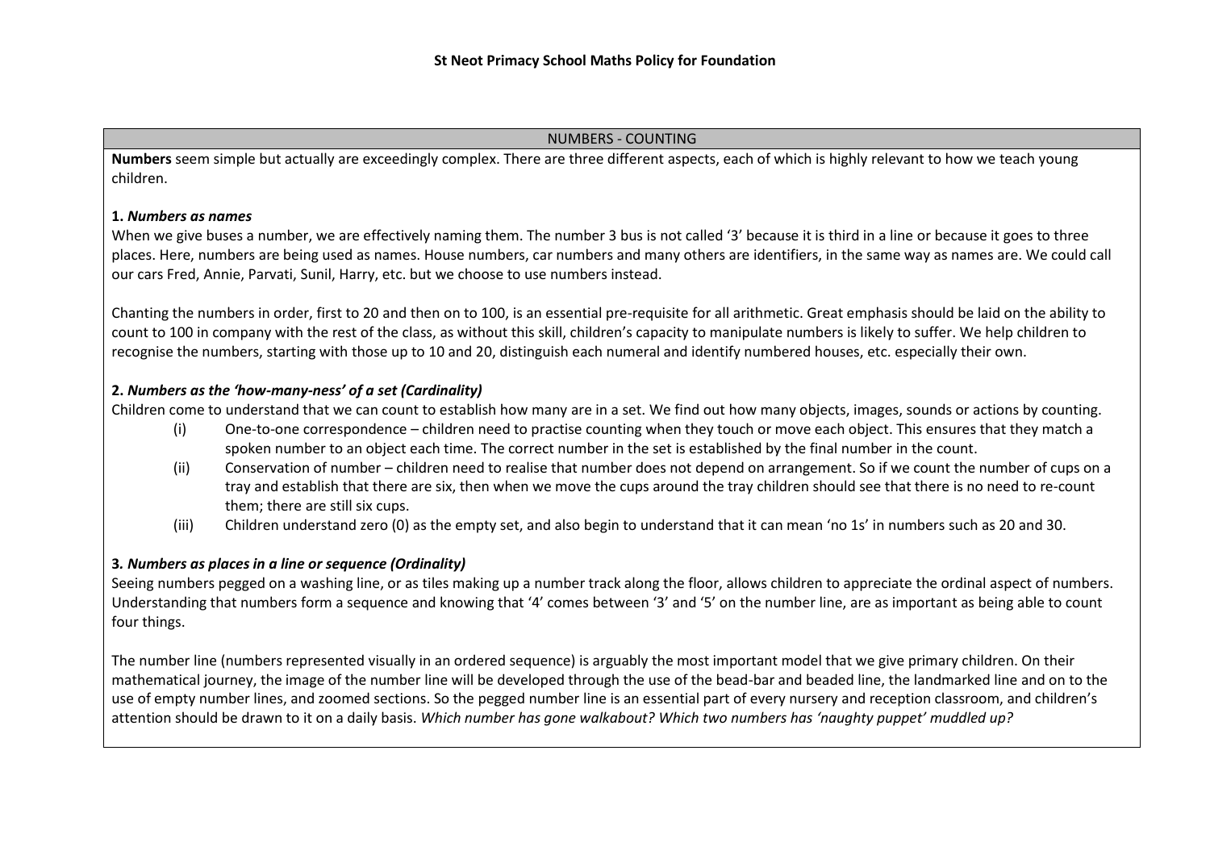# St Neot Primacy School Maths Policy for Foundation

## NUMBERS - COUNTING

**Numbers** seem simple but actually are exceedingly complex. There are three different aspects, each of which is highly relevant to how we teach young children.

**1. *Numbers as names***

When we give buses a number, we are effectively naming them. The number 3 bus is not called '3' because it is third in a line or because it goes to three places. Here, numbers are being used as names. House numbers, car numbers and many others are identifiers, in the same way as names are. We could call our cars Fred, Annie, Parvati, Sunil, Harry, etc. but we choose to use numbers instead.

Chanting the numbers in order, first to 20 and then on to 100, is an essential pre-requisite for all arithmetic. Great emphasis should be laid on the ability to count to 100 in company with the rest of the class, as without this skill, children's capacity to manipulate numbers is likely to suffer. We help children to recognise the numbers, starting with those up to 10 and 20, distinguish each numeral and identify numbered houses, etc. especially their own.

**2. *Numbers as the 'how-many-ness' of a set (Cardinality)***

Children come to understand that we can count to establish how many are in a set. We find out how many objects, images, sounds or actions by counting.

(i) One-to-one correspondence – children need to practise counting when they touch or move each object. This ensures that they match a spoken number to an object each time. The correct number in the set is established by the final number in the count.

(ii) Conservation of number – children need to realise that number does not depend on arrangement. So if we count the number of cups on a tray and establish that there are six, then when we move the cups around the tray children should see that there is no need to re-count them; there are still six cups.

(iii) Children understand zero (0) as the empty set, and also begin to understand that it can mean 'no 1s' in numbers such as 20 and 30.

**3. *Numbers as places in a line or sequence (Ordinality)***

Seeing numbers pegged on a washing line, or as tiles making up a number track along the floor, allows children to appreciate the ordinal aspect of numbers. Understanding that numbers form a sequence and knowing that '4' comes between '3' and '5' on the number line, are as important as being able to count four things.

The number line (numbers represented visually in an ordered sequence) is arguably the most important model that we give primary children. On their mathematical journey, the image of the number line will be developed through the use of the bead-bar and beaded line, the landmarked line and on to the use of empty number lines, and zoomed sections. So the pegged number line is an essential part of every nursery and reception classroom, and children's attention should be drawn to it on a daily basis. *Which number has gone walkabout? Which two numbers has 'naughty puppet' muddled up?*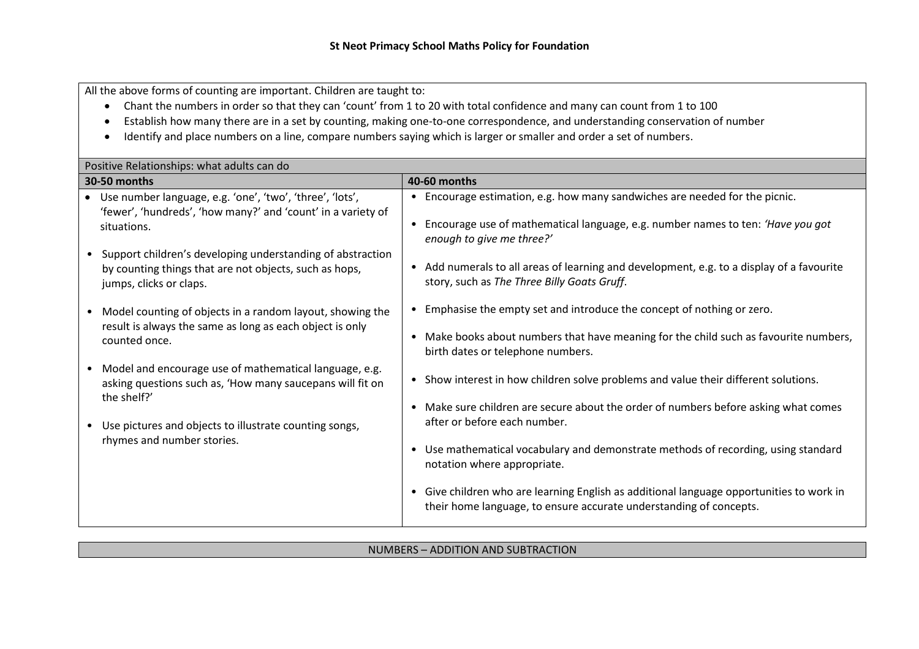**St Neot Primacy School Maths Policy for Foundation**

All the above forms of counting are important. Children are taught to:

- Chant the numbers in order so that they can 'count' from 1 to 20 with total confidence and many can count from 1 to 100
- Establish how many there are in a set by counting, making one-to-one correspondence, and understanding conservation of number
- Identify and place numbers on a line, compare numbers saying which is larger or smaller and order a set of numbers.

| Positive Relationships: what adults can do | |
|---|---|
| **30-50 months** | **40-60 months** |
| • Use number language, e.g. 'one', 'two', 'three', 'lots', 'fewer', 'hundreds', 'how many?' and 'count' in a variety of situations.<br><br>• Support children's developing understanding of abstraction by counting things that are not objects, such as hops, jumps, clicks or claps.<br><br>• Model counting of objects in a random layout, showing the result is always the same as long as each object is only counted once.<br><br>• Model and encourage use of mathematical language, e.g. asking questions such as, 'How many saucepans will fit on the shelf?'<br><br>• Use pictures and objects to illustrate counting songs, rhymes and number stories. | • Encourage estimation, e.g. how many sandwiches are needed for the picnic.<br><br>• Encourage use of mathematical language, e.g. number names to ten: *'Have you got enough to give me three?'*<br><br>• Add numerals to all areas of learning and development, e.g. to a display of a favourite story, such as *The Three Billy Goats Gruff*.<br><br>• Emphasise the empty set and introduce the concept of nothing or zero.<br><br>• Make books about numbers that have meaning for the child such as favourite numbers, birth dates or telephone numbers.<br><br>• Show interest in how children solve problems and value their different solutions.<br><br>• Make sure children are secure about the order of numbers before asking what comes after or before each number.<br><br>• Use mathematical vocabulary and demonstrate methods of recording, using standard notation where appropriate.<br><br>• Give children who are learning English as additional language opportunities to work in their home language, to ensure accurate understanding of concepts. |

## NUMBERS – ADDITION AND SUBTRACTION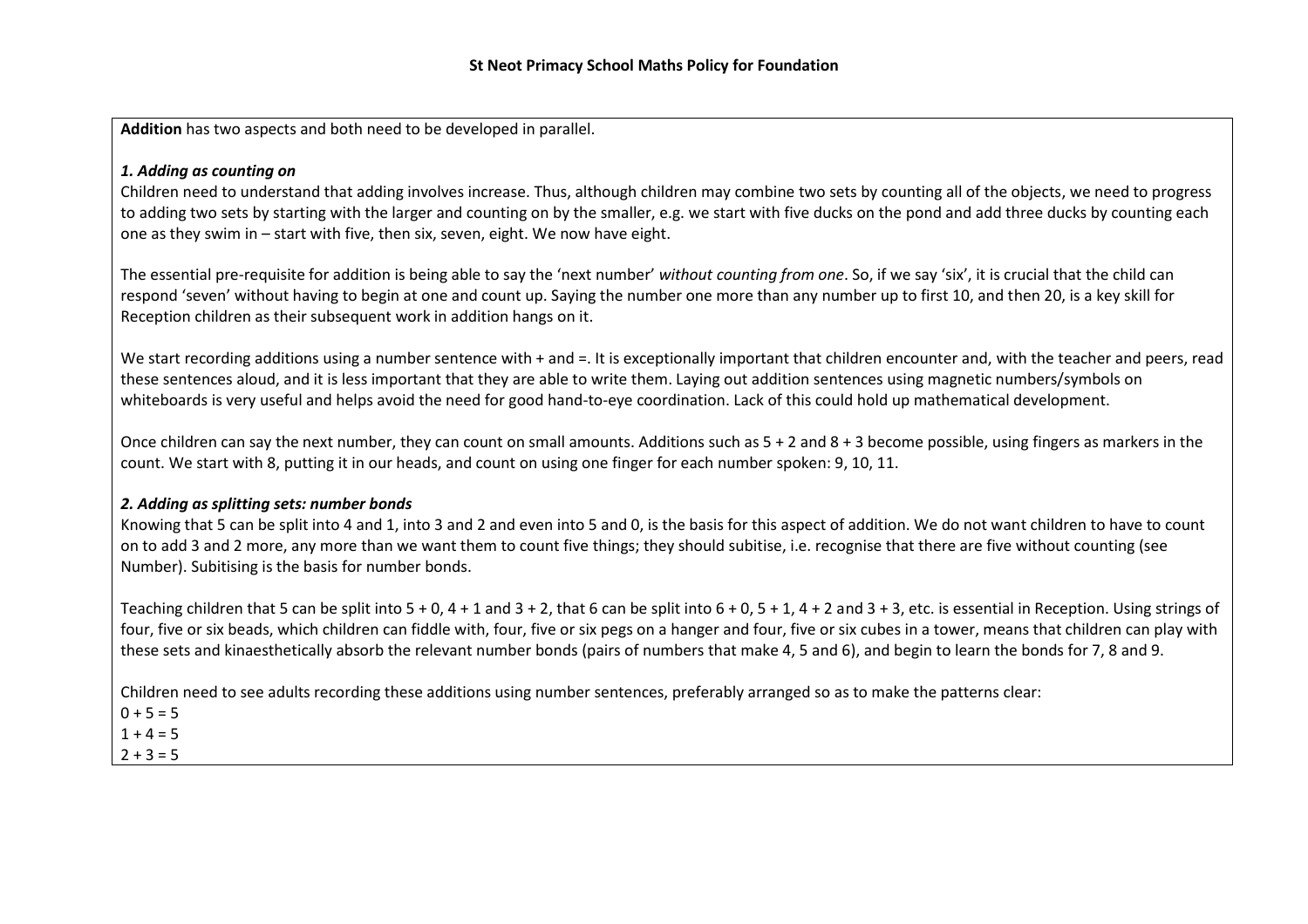**Addition** has two aspects and both need to be developed in parallel.

***1. Adding as counting on***

Children need to understand that adding involves increase. Thus, although children may combine two sets by counting all of the objects, we need to progress to adding two sets by starting with the larger and counting on by the smaller, e.g. we start with five ducks on the pond and add three ducks by counting each one as they swim in – start with five, then six, seven, eight. We now have eight.

The essential pre-requisite for addition is being able to say the 'next number' *without counting from one*. So, if we say 'six', it is crucial that the child can respond 'seven' without having to begin at one and count up. Saying the number one more than any number up to first 10, and then 20, is a key skill for Reception children as their subsequent work in addition hangs on it.

We start recording additions using a number sentence with + and =. It is exceptionally important that children encounter and, with the teacher and peers, read these sentences aloud, and it is less important that they are able to write them. Laying out addition sentences using magnetic numbers/symbols on whiteboards is very useful and helps avoid the need for good hand-to-eye coordination. Lack of this could hold up mathematical development.

Once children can say the next number, they can count on small amounts. Additions such as 5 + 2 and 8 + 3 become possible, using fingers as markers in the count. We start with 8, putting it in our heads, and count on using one finger for each number spoken: 9, 10, 11.

***2. Adding as splitting sets: number bonds***

Knowing that 5 can be split into 4 and 1, into 3 and 2 and even into 5 and 0, is the basis for this aspect of addition. We do not want children to have to count on to add 3 and 2 more, any more than we want them to count five things; they should subitise, i.e. recognise that there are five without counting (see Number). Subitising is the basis for number bonds.

Teaching children that 5 can be split into 5 + 0, 4 + 1 and 3 + 2, that 6 can be split into 6 + 0, 5 + 1, 4 + 2 and 3 + 3, etc. is essential in Reception. Using strings of four, five or six beads, which children can fiddle with, four, five or six pegs on a hanger and four, five or six cubes in a tower, means that children can play with these sets and kinaesthetically absorb the relevant number bonds (pairs of numbers that make 4, 5 and 6), and begin to learn the bonds for 7, 8 and 9.

Children need to see adults recording these additions using number sentences, preferably arranged so as to make the patterns clear:

0 + 5 = 5
1 + 4 = 5
2 + 3 = 5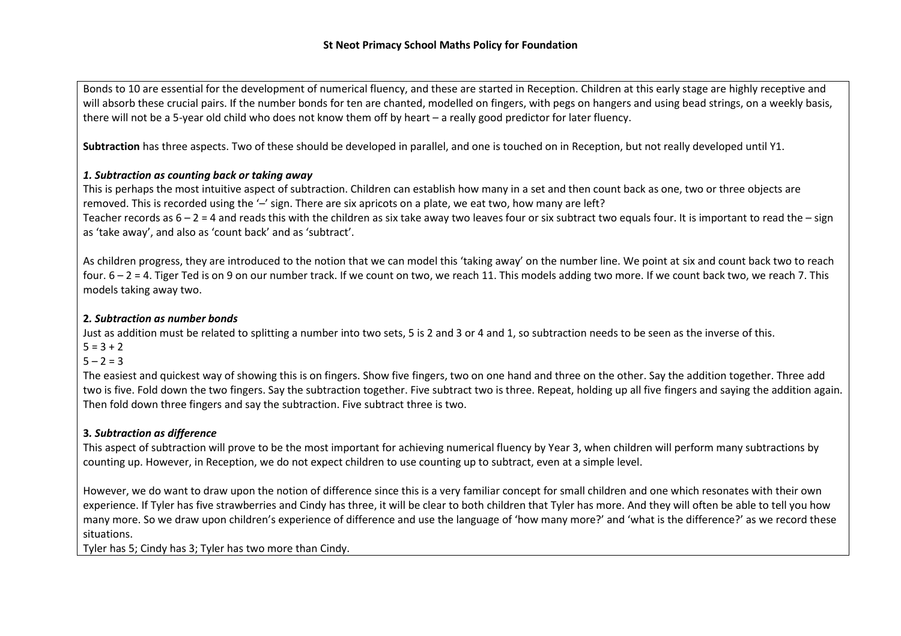**St Neot Primacy School Maths Policy for Foundation**

Bonds to 10 are essential for the development of numerical fluency, and these are started in Reception. Children at this early stage are highly receptive and will absorb these crucial pairs. If the number bonds for ten are chanted, modelled on fingers, with pegs on hangers and using bead strings, on a weekly basis, there will not be a 5-year old child who does not know them off by heart – a really good predictor for later fluency.

**Subtraction** has three aspects. Two of these should be developed in parallel, and one is touched on in Reception, but not really developed until Y1.

***1. Subtraction as counting back or taking away***

This is perhaps the most intuitive aspect of subtraction. Children can establish how many in a set and then count back as one, two or three objects are removed. This is recorded using the '–' sign. There are six apricots on a plate, we eat two, how many are left?

Teacher records as $6 - 2 = 4$ and reads this with the children as six take away two leaves four or six subtract two equals four. It is important to read the – sign as 'take away', and also as 'count back' and as 'subtract'.

As children progress, they are introduced to the notion that we can model this 'taking away' on the number line. We point at six and count back two to reach four. $6 - 2 = 4$. Tiger Ted is on 9 on our number track. If we count on two, we reach 11. This models adding two more. If we count back two, we reach 7. This models taking away two.

**2.** ***Subtraction as number bonds***

Just as addition must be related to splitting a number into two sets, 5 is 2 and 3 or 4 and 1, so subtraction needs to be seen as the inverse of this.

$5 = 3 + 2$

$5 - 2 = 3$

The easiest and quickest way of showing this is on fingers. Show five fingers, two on one hand and three on the other. Say the addition together. Three add two is five. Fold down the two fingers. Say the subtraction together. Five subtract two is three. Repeat, holding up all five fingers and saying the addition again. Then fold down three fingers and say the subtraction. Five subtract three is two.

**3.** ***Subtraction as difference***

This aspect of subtraction will prove to be the most important for achieving numerical fluency by Year 3, when children will perform many subtractions by counting up. However, in Reception, we do not expect children to use counting up to subtract, even at a simple level.

However, we do want to draw upon the notion of difference since this is a very familiar concept for small children and one which resonates with their own experience. If Tyler has five strawberries and Cindy has three, it will be clear to both children that Tyler has more. And they will often be able to tell you how many more. So we draw upon children's experience of difference and use the language of 'how many more?' and 'what is the difference?' as we record these situations.

Tyler has 5; Cindy has 3; Tyler has two more than Cindy.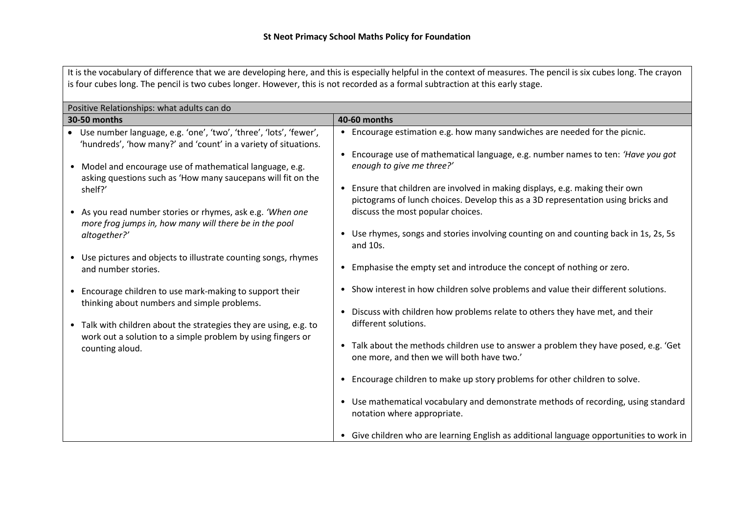**St Neot Primacy School Maths Policy for Foundation**

It is the vocabulary of difference that we are developing here, and this is especially helpful in the context of measures. The pencil is six cubes long. The crayon is four cubes long. The pencil is two cubes longer. However, this is not recorded as a formal subtraction at this early stage.

| Positive Relationships: what adults can do | |
|---|---|
| **30-50 months** | **40-60 months** |
| • Use number language, e.g. 'one', 'two', 'three', 'lots', 'fewer', 'hundreds', 'how many?' and 'count' in a variety of situations.<br><br>• Model and encourage use of mathematical language, e.g. asking questions such as 'How many saucepans will fit on the shelf?'<br><br>• As you read number stories or rhymes, ask e.g. *'When one more frog jumps in, how many will there be in the pool altogether?'*<br><br>• Use pictures and objects to illustrate counting songs, rhymes and number stories.<br><br>• Encourage children to use mark-making to support their thinking about numbers and simple problems.<br><br>• Talk with children about the strategies they are using, e.g. to work out a solution to a simple problem by using fingers or counting aloud. | • Encourage estimation e.g. how many sandwiches are needed for the picnic.<br><br>• Encourage use of mathematical language, e.g. number names to ten: *'Have you got enough to give me three?'*<br><br>• Ensure that children are involved in making displays, e.g. making their own pictograms of lunch choices. Develop this as a 3D representation using bricks and discuss the most popular choices.<br><br>• Use rhymes, songs and stories involving counting on and counting back in 1s, 2s, 5s and 10s.<br><br>• Emphasise the empty set and introduce the concept of nothing or zero.<br><br>• Show interest in how children solve problems and value their different solutions.<br><br>• Discuss with children how problems relate to others they have met, and their different solutions.<br><br>• Talk about the methods children use to answer a problem they have posed, e.g. 'Get one more, and then we will both have two.'<br><br>• Encourage children to make up story problems for other children to solve.<br><br>• Use mathematical vocabulary and demonstrate methods of recording, using standard notation where appropriate.<br><br>• Give children who are learning English as additional language opportunities to work in |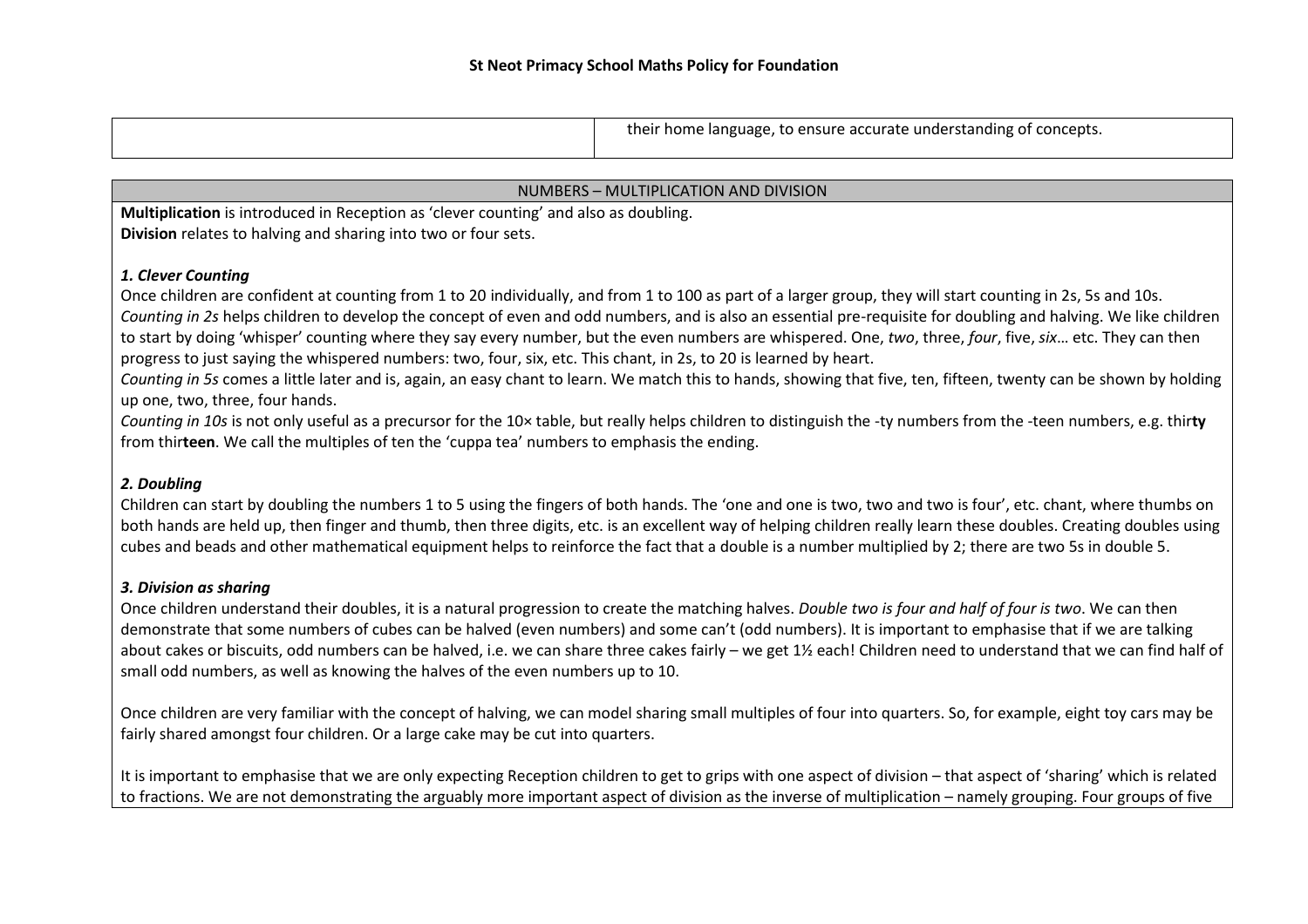| | their home language, to ensure accurate understanding of concepts. |
|---|---|

| NUMBERS – MULTIPLICATION AND DIVISION |
|---|

**Multiplication** is introduced in Reception as 'clever counting' and also as doubling.
**Division** relates to halving and sharing into two or four sets.

***1. Clever Counting***

Once children are confident at counting from 1 to 20 individually, and from 1 to 100 as part of a larger group, they will start counting in 2s, 5s and 10s.
*Counting in 2s* helps children to develop the concept of even and odd numbers, and is also an essential pre-requisite for doubling and halving. We like children to start by doing 'whisper' counting where they say every number, but the even numbers are whispered. One, *two*, three, *four*, five, *six*… etc. They can then progress to just saying the whispered numbers: two, four, six, etc. This chant, in 2s, to 20 is learned by heart.
*Counting in 5s* comes a little later and is, again, an easy chant to learn. We match this to hands, showing that five, ten, fifteen, twenty can be shown by holding up one, two, three, four hands.
*Counting in 10s* is not only useful as a precursor for the 10× table, but really helps children to distinguish the -ty numbers from the -teen numbers, e.g. thir**ty** from thir**teen**. We call the multiples of ten the 'cuppa tea' numbers to emphasis the ending.

***2. Doubling***

Children can start by doubling the numbers 1 to 5 using the fingers of both hands. The 'one and one is two, two and two is four', etc. chant, where thumbs on both hands are held up, then finger and thumb, then three digits, etc. is an excellent way of helping children really learn these doubles. Creating doubles using cubes and beads and other mathematical equipment helps to reinforce the fact that a double is a number multiplied by 2; there are two 5s in double 5.

***3. Division as sharing***

Once children understand their doubles, it is a natural progression to create the matching halves. *Double two is four and half of four is two*. We can then demonstrate that some numbers of cubes can be halved (even numbers) and some can't (odd numbers). It is important to emphasise that if we are talking about cakes or biscuits, odd numbers can be halved, i.e. we can share three cakes fairly – we get 1½ each! Children need to understand that we can find half of small odd numbers, as well as knowing the halves of the even numbers up to 10.

Once children are very familiar with the concept of halving, we can model sharing small multiples of four into quarters. So, for example, eight toy cars may be fairly shared amongst four children. Or a large cake may be cut into quarters.

It is important to emphasise that we are only expecting Reception children to get to grips with one aspect of division – that aspect of 'sharing' which is related to fractions. We are not demonstrating the arguably more important aspect of division as the inverse of multiplication – namely grouping. Four groups of five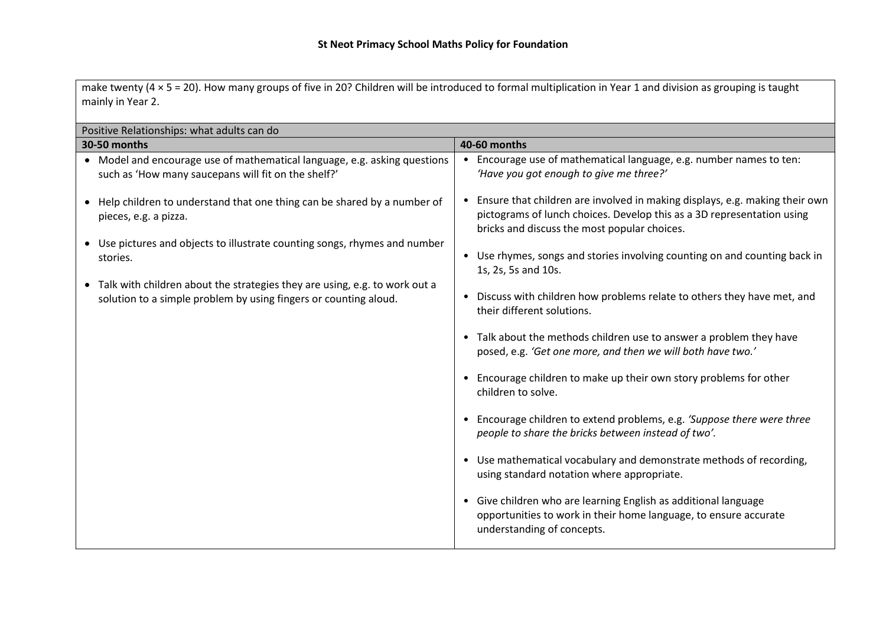make twenty ($4 \times 5 = 20$). How many groups of five in 20? Children will be introduced to formal multiplication in Year 1 and division as grouping is taught mainly in Year 2.

| Positive Relationships: what adults can do | |
|---|---|
| **30-50 months** | **40-60 months** |
| • Model and encourage use of mathematical language, e.g. asking questions such as 'How many saucepans will fit on the shelf?'<br><br>• Help children to understand that one thing can be shared by a number of pieces, e.g. a pizza.<br><br>• Use pictures and objects to illustrate counting songs, rhymes and number stories.<br><br>• Talk with children about the strategies they are using, e.g. to work out a solution to a simple problem by using fingers or counting aloud. | • Encourage use of mathematical language, e.g. number names to ten: *'Have you got enough to give me three?'*<br><br>• Ensure that children are involved in making displays, e.g. making their own pictograms of lunch choices. Develop this as a 3D representation using bricks and discuss the most popular choices.<br><br>• Use rhymes, songs and stories involving counting on and counting back in 1s, 2s, 5s and 10s.<br><br>• Discuss with children how problems relate to others they have met, and their different solutions.<br><br>• Talk about the methods children use to answer a problem they have posed, e.g. *'Get one more, and then we will both have two.'*<br><br>• Encourage children to make up their own story problems for other children to solve.<br><br>• Encourage children to extend problems, e.g. *'Suppose there were three people to share the bricks between instead of two'.*<br><br>• Use mathematical vocabulary and demonstrate methods of recording, using standard notation where appropriate.<br><br>• Give children who are learning English as additional language opportunities to work in their home language, to ensure accurate understanding of concepts. |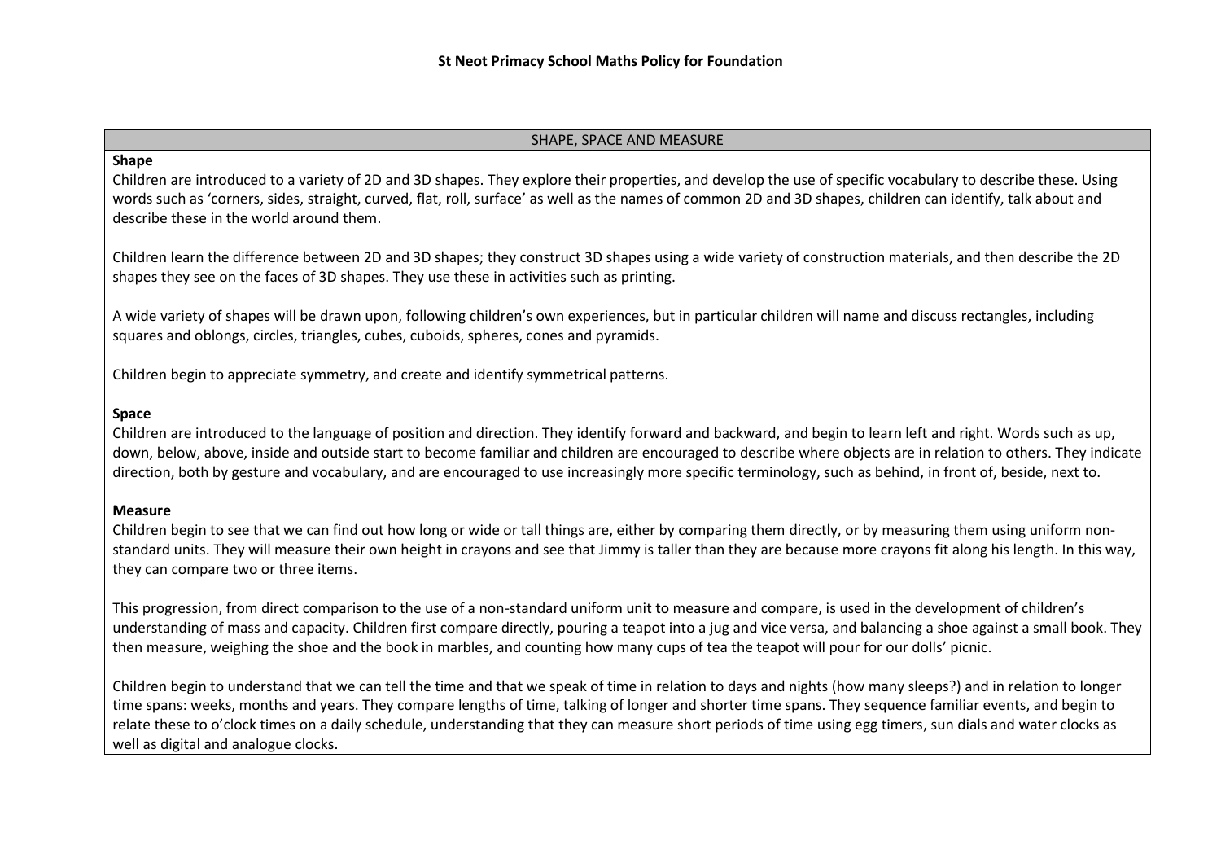**St Neot Primacy School Maths Policy for Foundation**

## SHAPE, SPACE AND MEASURE

### Shape

Children are introduced to a variety of 2D and 3D shapes. They explore their properties, and develop the use of specific vocabulary to describe these. Using words such as 'corners, sides, straight, curved, flat, roll, surface' as well as the names of common 2D and 3D shapes, children can identify, talk about and describe these in the world around them.

Children learn the difference between 2D and 3D shapes; they construct 3D shapes using a wide variety of construction materials, and then describe the 2D shapes they see on the faces of 3D shapes. They use these in activities such as printing.

A wide variety of shapes will be drawn upon, following children's own experiences, but in particular children will name and discuss rectangles, including squares and oblongs, circles, triangles, cubes, cuboids, spheres, cones and pyramids.

Children begin to appreciate symmetry, and create and identify symmetrical patterns.

### Space

Children are introduced to the language of position and direction. They identify forward and backward, and begin to learn left and right. Words such as up, down, below, above, inside and outside start to become familiar and children are encouraged to describe where objects are in relation to others. They indicate direction, both by gesture and vocabulary, and are encouraged to use increasingly more specific terminology, such as behind, in front of, beside, next to.

### Measure

Children begin to see that we can find out how long or wide or tall things are, either by comparing them directly, or by measuring them using uniform non-standard units. They will measure their own height in crayons and see that Jimmy is taller than they are because more crayons fit along his length. In this way, they can compare two or three items.

This progression, from direct comparison to the use of a non-standard uniform unit to measure and compare, is used in the development of children's understanding of mass and capacity. Children first compare directly, pouring a teapot into a jug and vice versa, and balancing a shoe against a small book. They then measure, weighing the shoe and the book in marbles, and counting how many cups of tea the teapot will pour for our dolls' picnic.

Children begin to understand that we can tell the time and that we speak of time in relation to days and nights (how many sleeps?) and in relation to longer time spans: weeks, months and years. They compare lengths of time, talking of longer and shorter time spans. They sequence familiar events, and begin to relate these to o'clock times on a daily schedule, understanding that they can measure short periods of time using egg timers, sun dials and water clocks as well as digital and analogue clocks.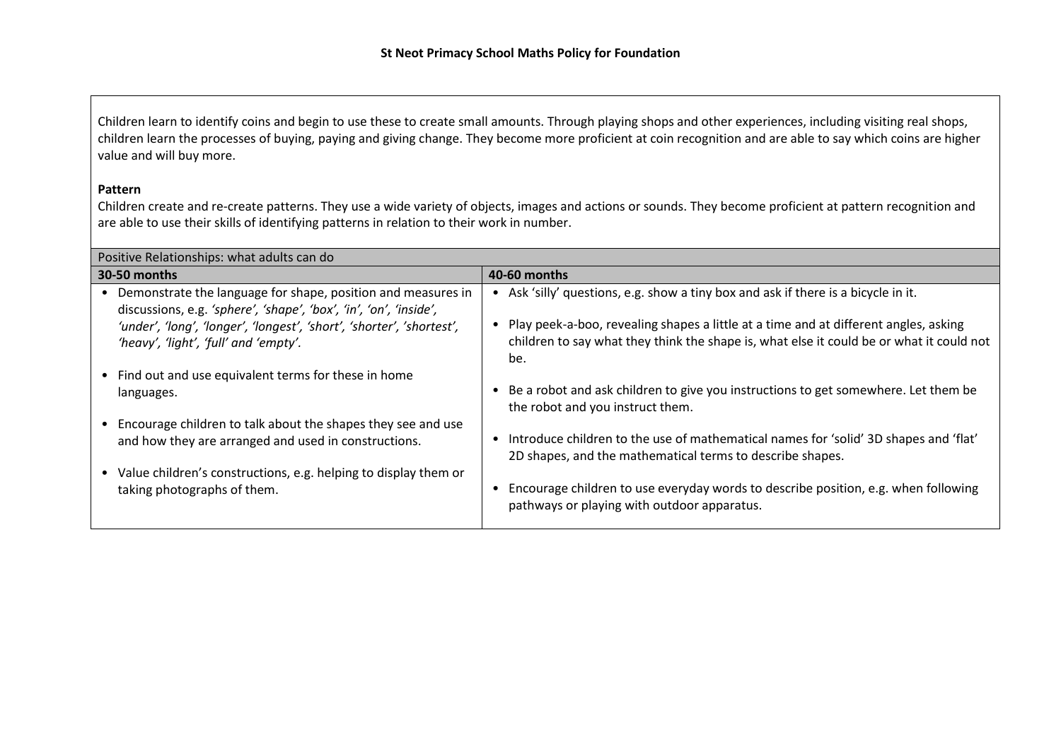**St Neot Primacy School Maths Policy for Foundation**

Children learn to identify coins and begin to use these to create small amounts. Through playing shops and other experiences, including visiting real shops, children learn the processes of buying, paying and giving change. They become more proficient at coin recognition and are able to say which coins are higher value and will buy more.

**Pattern**

Children create and re-create patterns. They use a wide variety of objects, images and actions or sounds. They become proficient at pattern recognition and are able to use their skills of identifying patterns in relation to their work in number.

| Positive Relationships: what adults can do | |
|---|---|
| **30-50 months** | **40-60 months** |
| • Demonstrate the language for shape, position and measures in discussions, e.g. *'sphere', 'shape', 'box', 'in', 'on', 'inside', 'under', 'long', 'longer', 'longest', 'short', 'shorter', 'shortest', 'heavy', 'light', 'full' and 'empty'*.<br><br>• Find out and use equivalent terms for these in home languages.<br><br>• Encourage children to talk about the shapes they see and use and how they are arranged and used in constructions.<br><br>• Value children's constructions, e.g. helping to display them or taking photographs of them. | • Ask 'silly' questions, e.g. show a tiny box and ask if there is a bicycle in it.<br><br>• Play peek-a-boo, revealing shapes a little at a time and at different angles, asking children to say what they think the shape is, what else it could be or what it could not be.<br><br>• Be a robot and ask children to give you instructions to get somewhere. Let them be the robot and you instruct them.<br><br>• Introduce children to the use of mathematical names for 'solid' 3D shapes and 'flat' 2D shapes, and the mathematical terms to describe shapes.<br><br>• Encourage children to use everyday words to describe position, e.g. when following pathways or playing with outdoor apparatus. |